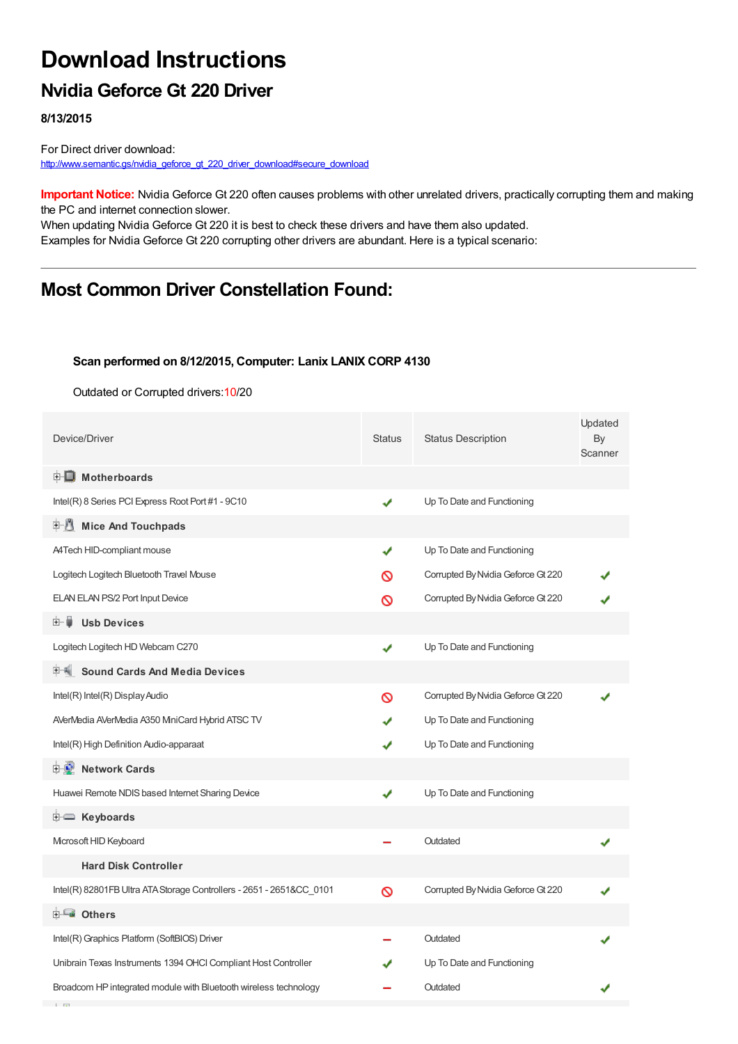# Download Instructions

## Nvidia Geforce Gt 220 Driver

**8/13/2015**

For Direct driver download:
http://www.semantic.gs/nvidia_geforce_gt_220_driver_download#secure_download

**Important Notice:** Nvidia Geforce Gt 220 often causes problems with other unrelated drivers, practically corrupting them and making the PC and internet connection slower.
When updating Nvidia Geforce Gt 220 it is best to check these drivers and have them also updated.
Examples for Nvidia Geforce Gt 220 corrupting other drivers are abundant. Here is a typical scenario:

---

## Most Common Driver Constellation Found:

**Scan performed on 8/12/2015, Computer: Lanix LANIX CORP 4130**

Outdated or Corrupted drivers:10/20

| Device/Driver | Status | Status Description | Updated By Scanner |
|---|---|---|---|
| **Motherboards** | | | |
| Intel(R) 8 Series PCI Express Root Port #1 - 9C10 | ✔ | Up To Date and Functioning | |
| **Mice And Touchpads** | | | |
| A4Tech HID-compliant mouse | ✔ | Up To Date and Functioning | |
| Logitech Logitech Bluetooth Travel Mouse | ⊘ | Corrupted By Nvidia Geforce Gt 220 | ✔ |
| ELAN ELAN PS/2 Port Input Device | ⊘ | Corrupted By Nvidia Geforce Gt 220 | ✔ |
| **Usb Devices** | | | |
| Logitech Logitech HD Webcam C270 | ✔ | Up To Date and Functioning | |
| **Sound Cards And Media Devices** | | | |
| Intel(R) Intel(R) Display Audio | ⊘ | Corrupted By Nvidia Geforce Gt 220 | ✔ |
| AVerMedia AVerMedia A350 MiniCard Hybrid ATSC TV | ✔ | Up To Date and Functioning | |
| Intel(R) High Definition Audio-apparaat | ✔ | Up To Date and Functioning | |
| **Network Cards** | | | |
| Huawei Remote NDIS based Internet Sharing Device | ✔ | Up To Date and Functioning | |
| **Keyboards** | | | |
| Microsoft HID Keyboard | – | Outdated | ✔ |
| **Hard Disk Controller** | | | |
| Intel(R) 82801FB Ultra ATA Storage Controllers - 2651 - 2651&CC_0101 | ⊘ | Corrupted By Nvidia Geforce Gt 220 | ✔ |
| **Others** | | | |
| Intel(R) Graphics Platform (SoftBIOS) Driver | – | Outdated | ✔ |
| Unibrain Texas Instruments 1394 OHCI Compliant Host Controller | ✔ | Up To Date and Functioning | |
| Broadcom HP integrated module with Bluetooth wireless technology | – | Outdated | ✔ |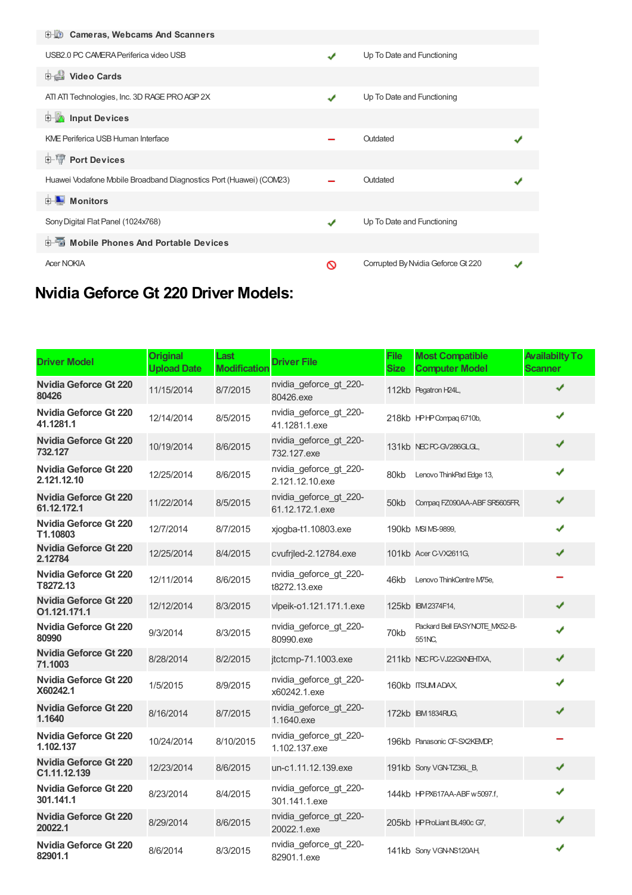| | | | |
|---|---|---|---|
| **Cameras, Webcams And Scanners** | | | |
| USB2.0 PC CAMERA Periferica video USB | ✔ | Up To Date and Functioning | |
| **Video Cards** | | | |
| ATI ATI Technologies, Inc. 3D RAGE PRO AGP 2X | ✔ | Up To Date and Functioning | |
| **Input Devices** | | | |
| KME Periferica USB Human Interface | – | Outdated | ✔ |
| **Port Devices** | | | |
| Huawei Vodafone Mobile Broadband Diagnostics Port (Huawei) (COM23) | – | Outdated | ✔ |
| **Monitors** | | | |
| Sony Digital Flat Panel (1024x768) | ✔ | Up To Date and Functioning | |
| **Mobile Phones And Portable Devices** | | | |
| Acer NOKIA | ⊘ | Corrupted By Nvidia Geforce Gt 220 | ✔ |

# Nvidia Geforce Gt 220 Driver Models:

| Driver Model | Original Upload Date | Last Modification | Driver File | File Size | Most Compatible Computer Model | Availabilty To Scanner |
|---|---|---|---|---|---|---|
| **Nvidia Geforce Gt 220 80426** | 11/15/2014 | 8/7/2015 | nvidia_geforce_gt_220-80426.exe | 112kb | Pegatron H24L, | ✔ |
| **Nvidia Geforce Gt 220 41.1281.1** | 12/14/2014 | 8/5/2015 | nvidia_geforce_gt_220-41.1281.1.exe | 218kb | HP HP Compaq 6710b, | ✔ |
| **Nvidia Geforce Gt 220 732.127** | 10/19/2014 | 8/6/2015 | nvidia_geforce_gt_220-732.127.exe | 131kb | NEC PC-GV286GLGL, | ✔ |
| **Nvidia Geforce Gt 220 2.121.12.10** | 12/25/2014 | 8/6/2015 | nvidia_geforce_gt_220-2.121.12.10.exe | 80kb | Lenovo ThinkPad Edge 13, | ✔ |
| **Nvidia Geforce Gt 220 61.12.172.1** | 11/22/2014 | 8/5/2015 | nvidia_geforce_gt_220-61.12.172.1.exe | 50kb | Compaq FZ090AA-ABF SR5605FR, | ✔ |
| **Nvidia Geforce Gt 220 T1.10803** | 12/7/2014 | 8/7/2015 | xjogba-t1.10803.exe | 190kb | MSI MS-9899, | ✔ |
| **Nvidia Geforce Gt 220 2.12784** | 12/25/2014 | 8/4/2015 | cvufrjled-2.12784.exe | 101kb | Acer C-VX2611G, | ✔ |
| **Nvidia Geforce Gt 220 T8272.13** | 12/11/2014 | 8/6/2015 | nvidia_geforce_gt_220-t8272.13.exe | 46kb | Lenovo ThinkCentre M75e, | – |
| **Nvidia Geforce Gt 220 O1.121.171.1** | 12/12/2014 | 8/3/2015 | vlpeik-o1.121.171.1.exe | 125kb | IBM 2374F14, | ✔ |
| **Nvidia Geforce Gt 220 80990** | 9/3/2014 | 8/3/2015 | nvidia_geforce_gt_220-80990.exe | 70kb | Packard Bell EASYNOTE_MX52-B-551NC, | ✔ |
| **Nvidia Geforce Gt 220 71.1003** | 8/28/2014 | 8/2/2015 | jtctcmp-71.1003.exe | 211kb | NEC PC-VJ22GXNEHTXA, | ✔ |
| **Nvidia Geforce Gt 220 X60242.1** | 1/5/2015 | 8/9/2015 | nvidia_geforce_gt_220-x60242.1.exe | 160kb | ITSUMI ADAX, | ✔ |
| **Nvidia Geforce Gt 220 1.1640** | 8/16/2014 | 8/7/2015 | nvidia_geforce_gt_220-1.1640.exe | 172kb | IBM 1834RUG, | ✔ |
| **Nvidia Geforce Gt 220 1.102.137** | 10/24/2014 | 8/10/2015 | nvidia_geforce_gt_220-1.102.137.exe | 196kb | Panasonic CF-SX2KEMDP, | – |
| **Nvidia Geforce Gt 220 C1.11.12.139** | 12/23/2014 | 8/6/2015 | un-c1.11.12.139.exe | 191kb | Sony VGN-TZ36L_B, | ✔ |
| **Nvidia Geforce Gt 220 301.141.1** | 8/23/2014 | 8/4/2015 | nvidia_geforce_gt_220-301.141.1.exe | 144kb | HP PX617AA-ABF w5097.f, | ✔ |
| **Nvidia Geforce Gt 220 20022.1** | 8/29/2014 | 8/6/2015 | nvidia_geforce_gt_220-20022.1.exe | 205kb | HP ProLiant BL490c G7, | ✔ |
| **Nvidia Geforce Gt 220 82901.1** | 8/6/2014 | 8/3/2015 | nvidia_geforce_gt_220-82901.1.exe | 141kb | Sony VGN-NS120AH, | ✔ |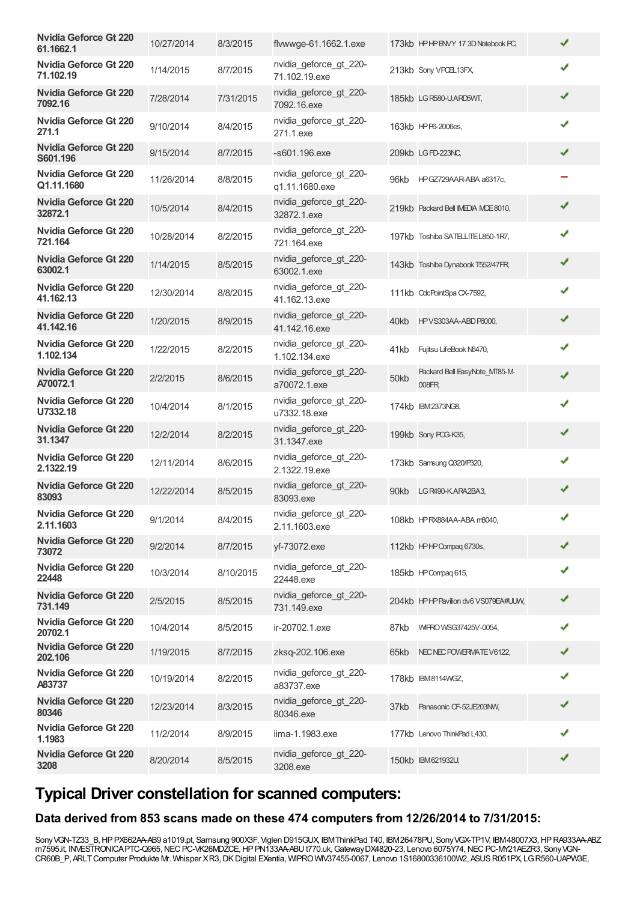| | | | | | | |
|---|---|---|---|---|---|---|
| **Nvidia Geforce Gt 220 61.1662.1** | 10/27/2014 | 8/3/2015 | flvwwge-61.1662.1.exe | 173kb | HP HP ENVY 17 3D Notebook PC, | ✔ |
| **Nvidia Geforce Gt 220 71.102.19** | 1/14/2015 | 8/7/2015 | nvidia_geforce_gt_220-71.102.19.exe | 213kb | Sony VPCEL13FX, | ✔ |
| **Nvidia Geforce Gt 220 7092.16** | 7/28/2014 | 7/31/2015 | nvidia_geforce_gt_220-7092.16.exe | 185kb | LG R580-U.ARD5WT, | ✔ |
| **Nvidia Geforce Gt 220 271.1** | 9/10/2014 | 8/4/2015 | nvidia_geforce_gt_220-271.1.exe | 163kb | HP P6-2006es, | ✔ |
| **Nvidia Geforce Gt 220 S601.196** | 9/15/2014 | 8/7/2015 | -s601.196.exe | 209kb | LG FD-223NC, | ✔ |
| **Nvidia Geforce Gt 220 Q1.11.1680** | 11/26/2014 | 8/8/2015 | nvidia_geforce_gt_220-q1.11.1680.exe | 96kb | HP GZ729AAR-ABA a6317c, | — |
| **Nvidia Geforce Gt 220 32872.1** | 10/5/2014 | 8/4/2015 | nvidia_geforce_gt_220-32872.1.exe | 219kb | Packard Bell IMEDIA MCE 8010, | ✔ |
| **Nvidia Geforce Gt 220 721.164** | 10/28/2014 | 8/2/2015 | nvidia_geforce_gt_220-721.164.exe | 197kb | Toshiba SATELLITE L850-1R7, | ✔ |
| **Nvidia Geforce Gt 220 63002.1** | 1/14/2015 | 8/5/2015 | nvidia_geforce_gt_220-63002.1.exe | 143kb | Toshiba Dynabook T552/47FR, | ✔ |
| **Nvidia Geforce Gt 220 41.162.13** | 12/30/2014 | 8/8/2015 | nvidia_geforce_gt_220-41.162.13.exe | 111kb | CdcPointSpa CX-7592, | ✔ |
| **Nvidia Geforce Gt 220 41.142.16** | 1/20/2015 | 8/9/2015 | nvidia_geforce_gt_220-41.142.16.exe | 40kb | HP VS303AA-ABD P6000, | ✔ |
| **Nvidia Geforce Gt 220 1.102.134** | 1/22/2015 | 8/2/2015 | nvidia_geforce_gt_220-1.102.134.exe | 41kb | Fujitsu LifeBook N6470, | ✔ |
| **Nvidia Geforce Gt 220 A70072.1** | 2/2/2015 | 8/6/2015 | nvidia_geforce_gt_220-a70072.1.exe | 50kb | Packard Bell EasyNote_MT85-M-008FR, | ✔ |
| **Nvidia Geforce Gt 220 U7332.18** | 10/4/2014 | 8/1/2015 | nvidia_geforce_gt_220-u7332.18.exe | 174kb | IBM 2373NG8, | ✔ |
| **Nvidia Geforce Gt 220 31.1347** | 12/2/2014 | 8/2/2015 | nvidia_geforce_gt_220-31.1347.exe | 199kb | Sony PCG-K35, | ✔ |
| **Nvidia Geforce Gt 220 2.1322.19** | 12/11/2014 | 8/6/2015 | nvidia_geforce_gt_220-2.1322.19.exe | 173kb | Samsung Q320/P320, | ✔ |
| **Nvidia Geforce Gt 220 83093** | 12/22/2014 | 8/5/2015 | nvidia_geforce_gt_220-83093.exe | 90kb | LG R490-K.ARA2BA3, | ✔ |
| **Nvidia Geforce Gt 220 2.11.1603** | 9/1/2014 | 8/4/2015 | nvidia_geforce_gt_220-2.11.1603.exe | 108kb | HP RX884AA-ABA m8040, | ✔ |
| **Nvidia Geforce Gt 220 73072** | 9/2/2014 | 8/7/2015 | yf-73072.exe | 112kb | HP HP Compaq 6730s, | ✔ |
| **Nvidia Geforce Gt 220 22448** | 10/3/2014 | 8/10/2015 | nvidia_geforce_gt_220-22448.exe | 185kb | HP Compaq 615, | ✔ |
| **Nvidia Geforce Gt 220 731.149** | 2/5/2015 | 8/5/2015 | nvidia_geforce_gt_220-731.149.exe | 204kb | HP HP Pavilion dv6 VS079EA#UUW, | ✔ |
| **Nvidia Geforce Gt 220 20702.1** | 10/4/2014 | 8/5/2015 | ir-20702.1.exe | 87kb | WIPRO WSG37425V-0054, | ✔ |
| **Nvidia Geforce Gt 220 202.106** | 1/19/2015 | 8/7/2015 | zksq-202.106.exe | 65kb | NEC NEC POWERMATE V6122, | ✔ |
| **Nvidia Geforce Gt 220 A83737** | 10/19/2014 | 8/2/2015 | nvidia_geforce_gt_220-a83737.exe | 178kb | IBM 8114WGZ, | ✔ |
| **Nvidia Geforce Gt 220 80346** | 12/23/2014 | 8/3/2015 | nvidia_geforce_gt_220-80346.exe | 37kb | Panasonic CF-52JE203NW, | ✔ |
| **Nvidia Geforce Gt 220 1.1983** | 11/2/2014 | 8/9/2015 | iima-1.1983.exe | 177kb | Lenovo ThinkPad L430, | ✔ |
| **Nvidia Geforce Gt 220 3208** | 8/20/2014 | 8/5/2015 | nvidia_geforce_gt_220-3208.exe | 150kb | IBM 621932U, | ✔ |

## Typical Driver constellation for scanned computers:

### Data derived from 853 scans made on these 474 computers from 12/26/2014 to 7/31/2015:

Sony VGN-TZ33_B, HP PX662AA-AB9 a1019.pt, Samsung 900X3F, Viglen D915GUX, IBM ThinkPad T40, IBM 26478PU, Sony VGX-TP1V, IBM 48007X3, HP RA933AA-ABZ m7595.it, INVESTRONICA PTC-Q965, NEC PC-VK26MDZCE, HP PN133AA-ABU t770.uk, Gateway DX4820-23, Lenovo 6075Y74, NEC PC-MY21AEZR3, Sony VGN-CR60B_P, ARLT Computer Produkte Mr. Whisper X R3, DK Digital EXentia, WIPRO WIV37455-0067, Lenovo 1S16800336100W2, ASUS R051PX, LG R560-UAPW3E,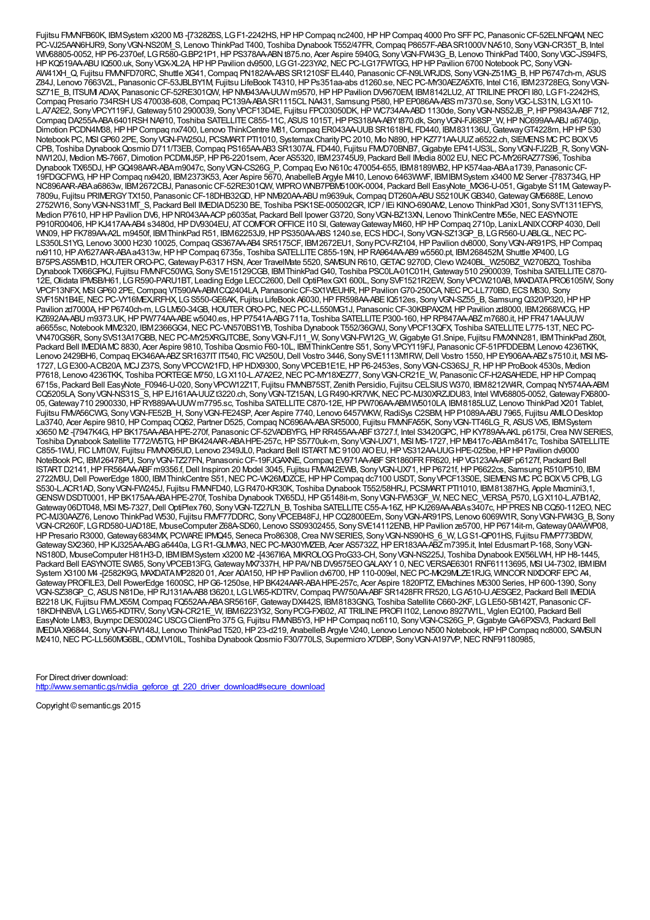Fujitsu FMVNFB60K, IBM System x3200 M3 -[7328Z6S, LG F1-2242HS, HP HP Compaq nc2400, HP HP Compaq 4000 Pro SFF PC, Panasonic CF-52ELNFQAM, NEC PC-VJ25AAN6HJR9, Sony VGN-NS20M_S, Lenovo ThinkPad T400, Toshiba Dynabook T552/47FR, Compaq P8657F-ABA SR1000V NA510, Sony VGN-CR35T_B, Intel WIV68805-0052, HP P6-2370ef, LG R580-G.BP21P1, HP PS378AA-ABN t875.no, Acer Aspire 5940G, Sony VGN-FW43G_B, Lenovo ThinkPad T400, Sony VGC-JS94FS, HP KQ519AA-ABU IQ500.uk, Sony VGX-XL2A, HP HP Pavilion dv9500, LG G1-223YA2, NEC PC-LG17FWTGG, HP HP Pavilion 6700 Notebook PC, Sony VGN-AW41XH_Q, Fujitsu FMVNFD70RC, Shuttle XG41, Compaq PN182AA-ABS SR1210SF EL440, Panasonic CF-N9LWRJDS, Sony VGN-Z51MG_B, HP P6747ch-m, ASUS Z84J, Lenovo 7663V2L, Panasonic CF-53JBLBY1M, Fujitsu LifeBook T4310, HP Ps351aa-abs d1260.se, NEC PC-MY30AEZA5XT6, Intel C16, IBM 23728EG, Sony VGN-SZ71E_B, ITSUMI ADAX, Panasonic CF-52RE301QW, HP NM943AA-UUW m9570, HP HP Pavilion DV9670EM, IBM 8142LU2, AT TRILINE PROFI I80, LG F1-2242HS, Compaq Presario 734RSH US 470038-608, Compaq PC139A-ABA SR1115CL NA431, Samsung P580, HP EP086AA-ABS m7370.se, Sony VGC-LS31N, LG X110-L.A7A2E2, Sony VPCY119FJ, Gateway 510 2900039, Sony VPCF13D4E, Fujitsu FPC03050DK, HP WC734AA-ABD 1130de, Sony VGN-NS52JB_P, HP P9843A-ABF 712, Compaq DA255A-ABA 6401RSH NA910, Toshiba SATELLITE C855-11C, ASUS 1015T, HP PS318AA-ABY t870.dk, Sony VGN-FJ68SP_W, HP NC699AA-ABJ a6740jp, Dimotion PCDN4M38, HP HP Compaq nx7400, Lenovo ThinkCentre M81, Compaq ER043AA-UUB SR1618HL FD440, IBM 831136U, Gateway GT4228m, HP HP 530 Notebook PC, MSI GP60 2PE, Sony VGN-FW250J, PCSMART PTI1010, Systemax Charity PC 2010, Mio N890, HP KZ771AA-UUZ a6522.ch, SIEMENS MC PC BOX V5 CPB, Toshiba Dynabook Qosmio D711/T3EB, Compaq PS165AA-AB3 SR1307AL FD440, Fujitsu FMVD70BNB7, Gigabyte EP41-US3L, Sony VGN-FJ22B_R, Sony VGN-NW120J, Medion MS-7667, Dimotion PCDM4J5P, HP P6-2201sem, Acer AS5320, IBM 23745U9, Packard Bell IMedia 8002 EU, NEC PC-MY26RAZ77S96, Toshiba Dynabook TX/65DJ, HP GQ498AAR-ABA m9047c, Sony VGN-CS26G_P, Compaq Evo N610c 470054-655, IBM 8189WB2, HP K574aa-ABA a1739, Panasonic CF-19FDGCFWG, HP HP Compaq nx9420, IBM 2373K53, Acer Aspire 5670, AnabelleB Argyle M410, Lenovo 6463WWF, IBM IBM System x3400 M2 Server -[783734G, HP NC896AAR-ABA a6863w, IBM 2672CBJ, Panasonic CF-52RE301QW, WIPRO WNB7PBM5100K-0004, Packard Bell EasyNote_MX36-U-051, Gigabyte S11M, Gateway P-7809u, Fujitsu PRIMERGY TX150, Panasonic CF-18DHB32GD, HP NM920AA-ABU m9639uk, Compaq DT260A-ABU S5210UK GB340, Gateway GM5688E, Lenovo 2752W16, Sony VGN-NS31MT_S, Packard Bell IMEDIA D5230 BE, Toshiba PSK1SE-005002GR, ICP / IEi KINO-690AM2, Lenovo ThinkPad X301, Sony SVT1311EFYS, Medion P7610, HP HP Pavilion DV6, HP NR043AA-ACP p6035at, Packard Bell Ipower G3720, Sony VGN-BZ13XN, Lenovo ThinkCentre M55e, NEC EASYNOTE P910R00406, HP KJ417AA-AB4 s3480d, HP DV9304EU, AT COMFOR OFFICE I10 SI, Gateway Gateway M460, HP HP Compaq 2710p, Lanix LANIX CORP 4030, Dell WN09, HP FK789AA-A2L m9450f, IBM ThinkPad R51, IBM 62253J9, HP PS350AA-ABS 1240.se, ECS HDC-I, Sony VGN-SZ13GP_B, LG R560-U.ABLGL, NEC PC-LS350LS1YG, Lenovo 3000 H230 10025, Compaq GS367AA-AB4 SR5175CF, IBM 2672EU1, Sony PCV-RZ104, HP Pavilion dv8000, Sony VGN-AR91PS, HP Compaq nx9110, HP AY627AAR-ABA a4313w, HP HP Compaq 6735s, Toshiba SATELLITE C855-19N, HP RA964AA-AB9 w5560.pt, IBM 268452M, Shuttle XP400, LG B75PS.AS5MB1D, HOUTER ORO-PC, Gateway P-6317 HSN, Acer TravelMate 5520, SAMSUN R610, GETAC 9270D, Clevo W240BL_W250BZ_W270BZQ, Toshiba Dynabook TX/66GPKJ, Fujitsu FMVNFC50WG, Sony SVE15129CGB, IBM ThinkPad G40, Toshiba PSC0LA-01C01H, Gateway 510 2900039, Toshiba SATELLITE C870-12E, Olidata IPMSB/H61, LG R590-PARU1BT, Leading Edge LECC2600, Dell OptiPlex GX1 600L, Sony SVF1521R2EW, Sony VPCW210AB, MAXDATA PRO6105IW, Sony VPCF13NFX, MSI GP60 2PE, Compaq VT590AA-ABM CQ2404LA, Panasonic CF-SX1WEUHR, HP Pavilion G70-250CA, NEC PC-LL770BD, ECS M830, Sony SVF15N1B4E, NEC PC-VY16MEXJRFHX, LG S550-GE6AK, Fujitsu LifeBook A6030, HP FR598AA-ABE IQ512es, Sony VGN-SZ55_B, Samsung Q320/P320, HP HP Pavilion zd7000A, HP P6740ch-m, LG LM50-34GB, HOUTER ORO-PC, NEC PC-LL550MG1J, Panasonic CF-30KBPAX2M, HP Pavilion zd8000, IBM 2668WCG, HP KZ692AA-ABU m9373.UK, HP PW774AA-ABE w5040.es, HP P7541A-ABG 711a, Toshiba SATELLITE P300-160, HP RP847AA-ABZ m7680.it, HP FR471AA-UUW a6655sc, Notebook MIM2320, IBM 2366GG4, NEC PC-VN570BS1YB, Toshiba Dynabook T552/36GWJ, Sony VPCF13QFX, Toshiba SATELLITE L775-13T, NEC PC-VN470GS6R, Sony SVS13A17GBB, NEC PC-MY25XRGJTCBE, Sony VGN-FJ11_W, Sony VGN-FW12G_W, Gigabyte G1.Snipe, Fujitsu FMVXNN281, IBM ThinkPad Z60t, Packard Bell IMEDIA MC 8830, Acer Aspire 9810, Toshiba Qosmio F60-10L, IBM ThinkCentre S51, Sony VPCY119FJ, Panasonic CF-51PFDDEBM, Lenovo 4236TKK, Lenovo 2429BH6, Compaq EK346AA-ABZ SR1637IT IT540, FIC VA250U, Dell Vostro 3446, Sony SVE1113M1RW, Dell Vostro 1550, HP EY906AA-ABZ s7510.it, MSI MS-1727, LG E300-A.CB20A, MCJ Z37S, Sony VPCCW21FD, HP HDX9300, Sony VPCEB1E1E, HP P6-2453es, Sony VGN-CS36SJ_R, HP HP ProBook 4530s, Medion P7618, Lenovo 4236TKK, Toshiba PORTEGE M750, LG X110-L.A7A2E2, NEC PC-MY18XEZ77, Sony VGN-CR21E_W, Panasonic CF-H2ASAHEDE, HP HP Compaq 6715s, Packard Bell EasyNote_F0946-U-020, Sony VPCW12Z1T, Fujitsu FMVNB75ST, Zenith Persidio, Fujitsu CELSIUS W370, IBM 8212W4R, Compaq NY574AA-ABM CQ5205LA, Sony VGN-NS31S_S, HP EJ161AA-UUZ t3220.ch, Sony VGN-TZ15AN, LG R490-KR7WK, NEC PC-MJ30XRZJDU83, Intel WIV68805-0052, Gateway FX6800-05, Gateway 710 2900330, HP RY889AA-UUW m7795.sc, Toshiba SATELLITE C870-12E, HP PW706AA-ABM W5010LA, IBM 8185LUZ, Lenovo ThinkPad X201 Tablet, Fujitsu FMVA56CWG, Sony VGN-FE52B_H, Sony VGN-FE24SP, Acer Aspire 7740, Lenovo 6457WKW, RadiSys C2SBM, HP P1089A-ABU 7965, Fujitsu AMILO Desktop La3740, Acer Aspire 9810, HP Compaq CQ62, Partner D525, Compaq NC696AA-ABA SR5000, Fujitsu FMVNFA55K, Sony VGN-TT46LG_R, ASUS VX5, IBM System x3650 M2 -[7947K4G, HP BK175AA-ABA HPE-270f, Panasonic CF-52VADBYFG, HP RR455AA-ABF t3727.f, Intel S3420GPC, HP KY789AA-AKL p6175l, Crea NW SERIES, Toshiba Dynabook Satellite T772/W5TG, HP BK424AAR-ABA HPE-257c, HP S5770uk-m, Sony VGN-UX71, MSI MS-1727, HP M8417c-ABA m8417c, Toshiba SATELLITE C855-1WU, FIC LM10W, Fujitsu FMVNX95UD, Lenovo 2349JL0, Packard Bell ISTART MC 9100 AIO EU, HP VS312AA-UUG HPE-025be, HP HP Pavilion dv9000 NoteBook PC, IBM 26478PU, Sony VGN-TZ27FN, Panasonic CF-19FJGAXNE, Compaq EV971AA-ABF SR1860FR FR620, HP VG123AA-ABF p6127f, Packard Bell ISTART D2141, HP FR564AA-ABF m9356.f, Dell Inspiron 20 Model 3045, Fujitsu FMVA42EWB, Sony VGN-UX71, HP P6721f, HP P6622cs, Samsung R510/P510, IBM 2722M3U, Dell PowerEdge 1800, IBM ThinkCentre S51, NEC PC-VK26MDZCE, HP HP Compaq dc7100 USDT, Sony VPCF13S0E, SIEMENS MC PC BOX V5 CPB, LG S530-L.ACR1AD, Sony VGN-FW245J, Fujitsu FMVNFD40, LG R470-KR30K, Toshiba Dynabook T552/58HRJ, PCSMART PTI1010, IBM 81387HG, Apple Macmini3,1, GENSW DSDT0001, HP BK175AA-ABA HPE-270f, Toshiba Dynabook TX/65DJ, HP G5148it-m, Sony VGN-FW53GF_W, NEC NEC_VERSA_P570, LG X110-L.A7B1A2, Gateway 06DT048, MSI MS-7327, Dell OptiPlex 760, Sony VGN-TZ27LN_B, Toshiba SATELLITE C55-A-16Z, HP KJ269AA-ABA s3407c, HP PRES NB CQ50-112EO, NEC PC-MJ30AAZ76, Lenovo ThinkPad W530, Fujitsu FMVF77DDRC, Sony VPCEB48FJ, HP CQ2800EEm, Sony VGN-AR91PS, Lenovo 6069W1R, Sony VGN-FW43G_B, Sony VGN-CR260F, LG RD580-UAD18E, MouseComputer Z68A-SD60, Lenovo SS09302455, Sony SVE14112ENB, HP Pavilion ze5700, HP P6714it-m, Gateway 0AAWP08, HP Presario R3000, Gateway 6834MX, PCWARE IPMQ45, Seneca Pro86308, Crea NW SERIES, Sony VGN-NS90HS_6_W, LG S1-QP01HS, Fujitsu FMVP773BDW, Gateway SX2360, HP KJ325AA-ABG a6440a, LG R1-GLMMA3, NEC PC-MA30YMZEB, Acer AS5732Z, HP ER183AA-ABZ m7395.it, Intel Edusmart P-168, Sony VGN-NS180D, MouseComputer H81H3-D, IBM IBM System x3200 M2 -[4367I6A, MIKROLOG ProG33-CH, Sony VGN-NS225J, Toshiba Dynabook EX/56LWH, HP H8-1445, Packard Bell EASYNOTE SW85, Sony VPCEB13FG, Gateway MX7337H, HP PAV NB DV9575EO GALAXY 1 0, NEC VERSAE6301 RNF61113695, MSI U4-7302, IBM IBM System X3100 M4 -[2582K9G, MAXDATA MP2820 01, Acer A0A150, HP HP Pavilion dv6700, HP 110-009el, NEC PC-MK29MLZE1RJG, WINCOR NIXDORF EPC A4, Gateway PROFILE3, Dell PowerEdge 1600SC, HP G6-1250se, HP BK424AAR-ABA HPE-257c, Acer Aspire 1820PTZ, EMachines M5300 Series, HP 600-1390, Sony VGN-SZ38GP_C, ASUS N81De, HP RJ131AA-AB8 t3620.t, LG LW65-KDTRV, Compaq PW750AA-ABF SR1428FR FR520, LG A510-U.AESGE2, Packard Bell IMEDIA B2218 UK, Fujitsu FMVLX55M, Compaq FQ552AA-ABA SR5616F, Gateway DX442S, IBM 8183GNG, Toshiba Satellite C660-2KF, LG LE50-5B142T, Panasonic CF-18KDHNBVA, LG LW65-KDTRV, Sony VGN-CR21E_W, IBM 6223Y32, Sony PCG-FX602, AT TRILINE PROFI I102, Lenovo 8927W1L, Viglen EQ100, Packard Bell EasyNote LM83, Buympc DES0024C USCG ClientPro 375 G, Fujitsu FMVNB5Y3, HP HP Compaq nc6110, Sony VGN-CS26G_P, Gigabyte GA-6PXSV3, Packard Bell IMEDIA X96844, Sony VGN-FW148J, Lenovo ThinkPad T520, HP 23-d219, AnabelleB Argyle V240, Lenovo Lenovo N500 Notebook, HP HP Compaq nc8000, SAMSUN M2410, NEC PC-LL560MG6BL, ODM V10IL, Toshiba Dynabook Qosmio F30/770LS, Supermicro X7DBP, Sony VGN-A197VP, NEC RNF91180985,

For Direct driver download:
[http://www.semantic.gs/nvidia_geforce_gt_220_driver_download#secure_download](http://www.semantic.gs/nvidia_geforce_gt_220_driver_download#secure_download)

Copyright © semantic.gs 2015